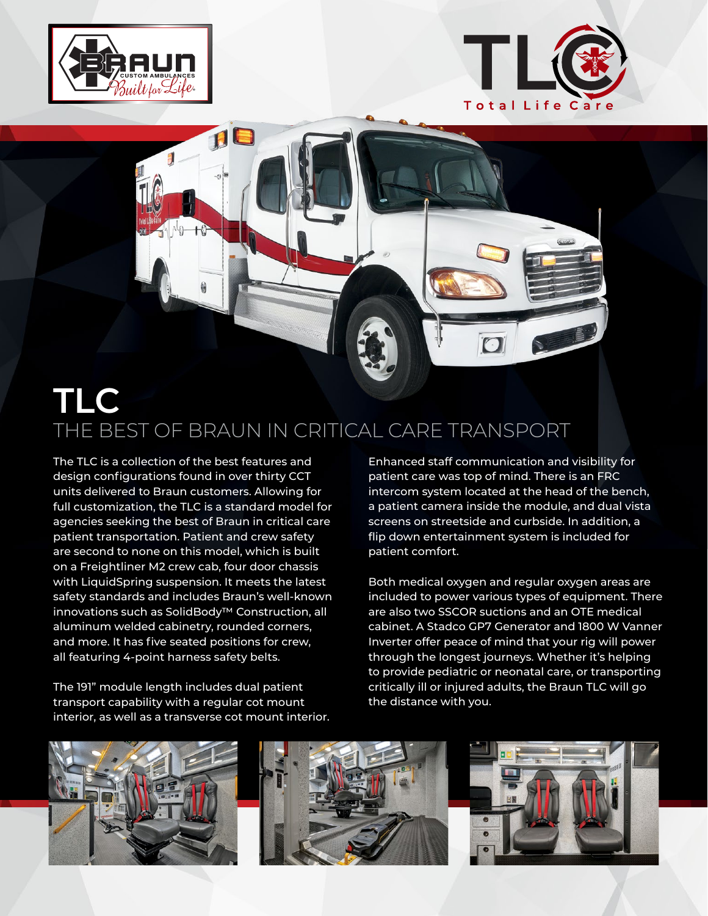# TLC

## THE BEST OF BRAUN IN CRITICAL CARE TRANSPORT

The TLC is a collection of the best features and design configurations found in over thirty CCT units delivered to Braun customers. Allowing for full customization, the TLC is a standard model for agencies seeking the best of Braun in critical care patient transportation. Patient and crew safety are second to none on this model, which is built on a Freightliner M2 crew cab, four door chassis with LiquidSpring suspension. It meets the latest safety standards and includes Braun's well-known innovations such as SolidBody™ Construction, all aluminum welded cabinetry, rounded corners, and more. It has five seated positions for crew, all featuring 4-point harness safety belts.

The 191" module length includes dual patient transport capability with a regular cot mount interior, as well as a transverse cot mount interior.

Enhanced staff communication and visibility for patient care was top of mind. There is an FRC intercom system located at the head of the bench, a patient camera inside the module, and dual vista screens on streetside and curbside. In addition, a flip down entertainment system is included for patient comfort.

Both medical oxygen and regular oxygen areas are included to power various types of equipment. There are also two SSCOR suctions and an OTE medical cabinet. A Stadco GP7 Generator and 1800 W Vanner Inverter offer peace of mind that your rig will power through the longest journeys. Whether it's helping to provide pediatric or neonatal care, or transporting critically ill or injured adults, the Braun TLC will go the distance with you.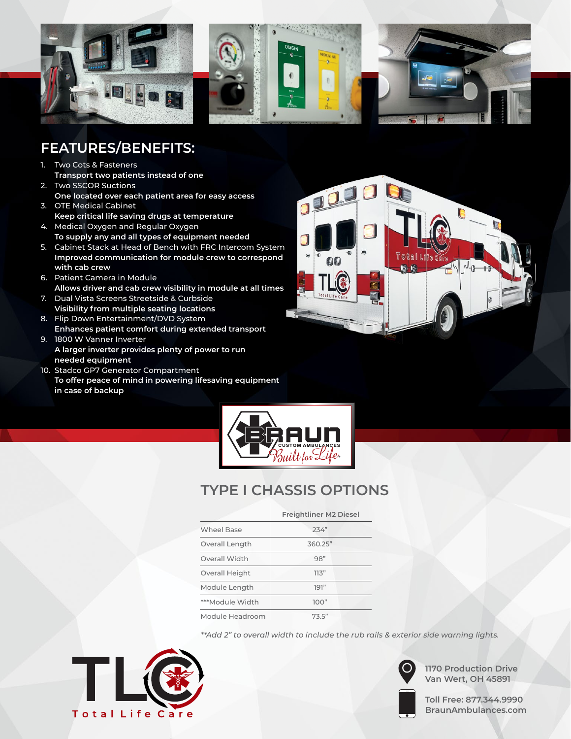## FEATURES/BENEFITS:

1. Two Cots & Fasteners
   **Transport two patients instead of one**
2. Two SSCOR Suctions
   **One located over each patient area for easy access**
3. OTE Medical Cabinet
   **Keep critical life saving drugs at temperature**
4. Medical Oxygen and Regular Oxygen
   **To supply any and all types of equipment needed**
5. Cabinet Stack at Head of Bench with FRC Intercom System
   **Improved communication for module crew to correspond with cab crew**
6. Patient Camera in Module
   **Allows driver and cab crew visibility in module at all times**
7. Dual Vista Screens Streetside & Curbside
   **Visibility from multiple seating locations**
8. Flip Down Entertainment/DVD System
   **Enhances patient comfort during extended transport**
9. 1800 W Vanner Inverter
   **A larger inverter provides plenty of power to run needed equipment**
10. Stadco GP7 Generator Compartment
    **To offer peace of mind in powering lifesaving equipment in case of backup**

BRAUN CUSTOM AMBULANCES Built for Life

## TYPE I CHASSIS OPTIONS

| | Freightliner M2 Diesel |
|---|---|
| Wheel Base | 234" |
| Overall Length | 360.25" |
| Overall Width | 98" |
| Overall Height | 113" |
| Module Length | 191" |
| ***Module Width | 100" |
| Module Headroom | 73.5" |

*\*\*Add 2" to overall width to include the rub rails & exterior side warning lights.*

TLC Total Life Care

1170 Production Drive
Van Wert, OH 45891

Toll Free: 877.344.9990
BraunAmbulances.com